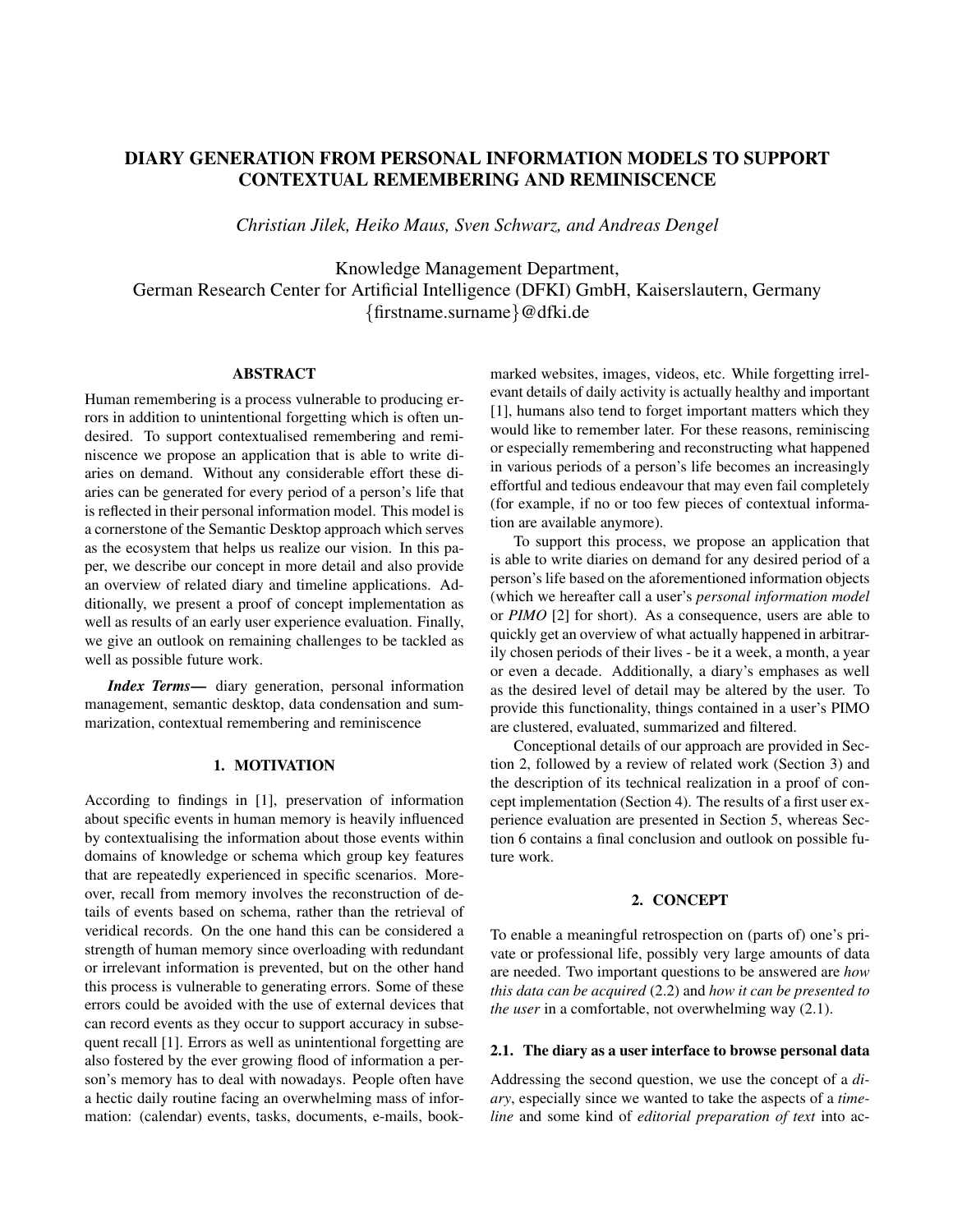# DIARY GENERATION FROM PERSONAL INFORMATION MODELS TO SUPPORT CONTEXTUAL REMEMBERING AND REMINISCENCE

*Christian Jilek, Heiko Maus, Sven Schwarz, and Andreas Dengel*

Knowledge Management Department,
German Research Center for Artificial Intelligence (DFKI) GmbH, Kaiserslautern, Germany
{firstname.surname}@dfki.de

## ABSTRACT

Human remembering is a process vulnerable to producing errors in addition to unintentional forgetting which is often undesired. To support contextualised remembering and reminiscence we propose an application that is able to write diaries on demand. Without any considerable effort these diaries can be generated for every period of a person's life that is reflected in their personal information model. This model is a cornerstone of the Semantic Desktop approach which serves as the ecosystem that helps us realize our vision. In this paper, we describe our concept in more detail and also provide an overview of related diary and timeline applications. Additionally, we present a proof of concept implementation as well as results of an early user experience evaluation. Finally, we give an outlook on remaining challenges to be tackled as well as possible future work.

***Index Terms*—** diary generation, personal information management, semantic desktop, data condensation and summarization, contextual remembering and reminiscence

## 1. MOTIVATION

According to findings in [1], preservation of information about specific events in human memory is heavily influenced by contextualising the information about those events within domains of knowledge or schema which group key features that are repeatedly experienced in specific scenarios. Moreover, recall from memory involves the reconstruction of details of events based on schema, rather than the retrieval of veridical records. On the one hand this can be considered a strength of human memory since overloading with redundant or irrelevant information is prevented, but on the other hand this process is vulnerable to generating errors. Some of these errors could be avoided with the use of external devices that can record events as they occur to support accuracy in subsequent recall [1]. Errors as well as unintentional forgetting are also fostered by the ever growing flood of information a person's memory has to deal with nowadays. People often have a hectic daily routine facing an overwhelming mass of information: (calendar) events, tasks, documents, e-mails, bookmarked websites, images, videos, etc. While forgetting irrelevant details of daily activity is actually healthy and important [1], humans also tend to forget important matters which they would like to remember later. For these reasons, reminiscing or especially remembering and reconstructing what happened in various periods of a person's life becomes an increasingly effortful and tedious endeavour that may even fail completely (for example, if no or too few pieces of contextual information are available anymore).

To support this process, we propose an application that is able to write diaries on demand for any desired period of a person's life based on the aforementioned information objects (which we hereafter call a user's *personal information model* or *PIMO* [2] for short). As a consequence, users are able to quickly get an overview of what actually happened in arbitrarily chosen periods of their lives - be it a week, a month, a year or even a decade. Additionally, a diary's emphases as well as the desired level of detail may be altered by the user. To provide this functionality, things contained in a user's PIMO are clustered, evaluated, summarized and filtered.

Conceptional details of our approach are provided in Section 2, followed by a review of related work (Section 3) and the description of its technical realization in a proof of concept implementation (Section 4). The results of a first user experience evaluation are presented in Section 5, whereas Section 6 contains a final conclusion and outlook on possible future work.

## 2. CONCEPT

To enable a meaningful retrospection on (parts of) one's private or professional life, possibly very large amounts of data are needed. Two important questions to be answered are *how this data can be acquired* (2.2) and *how it can be presented to the user* in a comfortable, not overwhelming way (2.1).

### 2.1. The diary as a user interface to browse personal data

Addressing the second question, we use the concept of a *diary*, especially since we wanted to take the aspects of a *timeline* and some kind of *editorial preparation of text* into ac-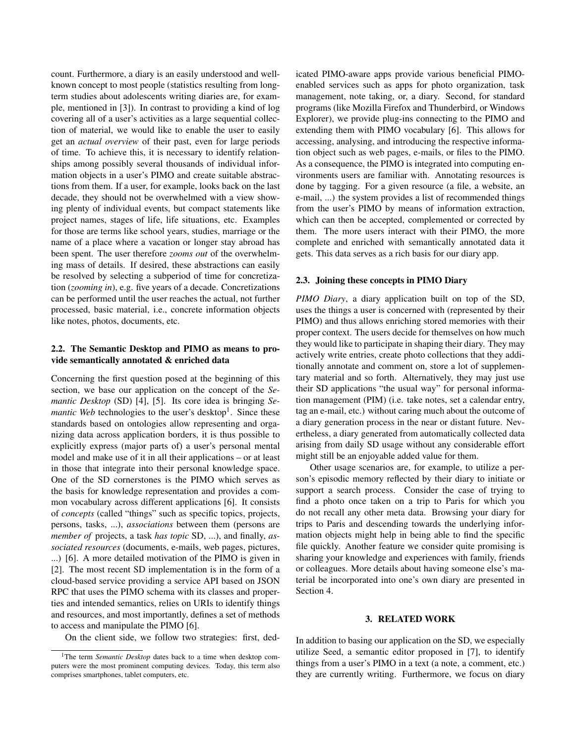count. Furthermore, a diary is an easily understood and well-known concept to most people (statistics resulting from long-term studies about adolescents writing diaries are, for example, mentioned in [3]). In contrast to providing a kind of log covering all of a user's activities as a large sequential collection of material, we would like to enable the user to easily get an *actual overview* of their past, even for large periods of time. To achieve this, it is necessary to identify relationships among possibly several thousands of individual information objects in a user's PIMO and create suitable abstractions from them. If a user, for example, looks back on the last decade, they should not be overwhelmed with a view showing plenty of individual events, but compact statements like project names, stages of life, life situations, etc. Examples for those are terms like school years, studies, marriage or the name of a place where a vacation or longer stay abroad has been spent. The user therefore *zooms out* of the overwhelming mass of details. If desired, these abstractions can easily be resolved by selecting a subperiod of time for concretization (*zooming in*), e.g. five years of a decade. Concretizations can be performed until the user reaches the actual, not further processed, basic material, i.e., concrete information objects like notes, photos, documents, etc.

### 2.2. The Semantic Desktop and PIMO as means to provide semantically annotated & enriched data

Concerning the first question posed at the beginning of this section, we base our application on the concept of the *Semantic Desktop* (SD) [4], [5]. Its core idea is bringing *Semantic Web* technologies to the user's desktop[1]. Since these standards based on ontologies allow representing and organizing data across application borders, it is thus possible to explicitly express (major parts of) a user's personal mental model and make use of it in all their applications – or at least in those that integrate into their personal knowledge space. One of the SD cornerstones is the PIMO which serves as the basis for knowledge representation and provides a common vocabulary across different applications [6]. It consists of *concepts* (called "things" such as specific topics, projects, persons, tasks, ...), *associations* between them (persons are *member of* projects, a task *has topic* SD, ...), and finally, *associated resources* (documents, e-mails, web pages, pictures, ...) [6]. A more detailed motivation of the PIMO is given in [2]. The most recent SD implementation is in the form of a cloud-based service providing a service API based on JSON RPC that uses the PIMO schema with its classes and properties and intended semantics, relies on URIs to identify things and resources, and most importantly, defines a set of methods to access and manipulate the PIMO [6].

On the client side, we follow two strategies: first, dedicated PIMO-aware apps provide various beneficial PIMO-enabled services such as apps for photo organization, task management, note taking, or, a diary. Second, for standard programs (like Mozilla Firefox and Thunderbird, or Windows Explorer), we provide plug-ins connecting to the PIMO and extending them with PIMO vocabulary [6]. This allows for accessing, analysing, and introducing the respective information object such as web pages, e-mails, or files to the PIMO. As a consequence, the PIMO is integrated into computing environments users are familiar with. Annotating resources is done by tagging. For a given resource (a file, a website, an e-mail, ...) the system provides a list of recommended things from the user's PIMO by means of information extraction, which can then be accepted, complemented or corrected by them. The more users interact with their PIMO, the more complete and enriched with semantically annotated data it gets. This data serves as a rich basis for our diary app.

### 2.3. Joining these concepts in PIMO Diary

*PIMO Diary*, a diary application built on top of the SD, uses the things a user is concerned with (represented by their PIMO) and thus allows enriching stored memories with their proper context. The users decide for themselves on how much they would like to participate in shaping their diary. They may actively write entries, create photo collections that they additionally annotate and comment on, store a lot of supplementary material and so forth. Alternatively, they may just use their SD applications "the usual way" for personal information management (PIM) (i.e. take notes, set a calendar entry, tag an e-mail, etc.) without caring much about the outcome of a diary generation process in the near or distant future. Nevertheless, a diary generated from automatically collected data arising from daily SD usage without any considerable effort might still be an enjoyable added value for them.

Other usage scenarios are, for example, to utilize a person's episodic memory reflected by their diary to initiate or support a search process. Consider the case of trying to find a photo once taken on a trip to Paris for which you do not recall any other meta data. Browsing your diary for trips to Paris and descending towards the underlying information objects might help in being able to find the specific file quickly. Another feature we consider quite promising is sharing your knowledge and experiences with family, friends or colleagues. More details about having someone else's material be incorporated into one's own diary are presented in Section 4.

## 3. RELATED WORK

In addition to basing our application on the SD, we especially utilize Seed, a semantic editor proposed in [7], to identify things from a user's PIMO in a text (a note, a comment, etc.) they are currently writing. Furthermore, we focus on diary

[1] The term *Semantic Desktop* dates back to a time when desktop computers were the most prominent computing devices. Today, this term also comprises smartphones, tablet computers, etc.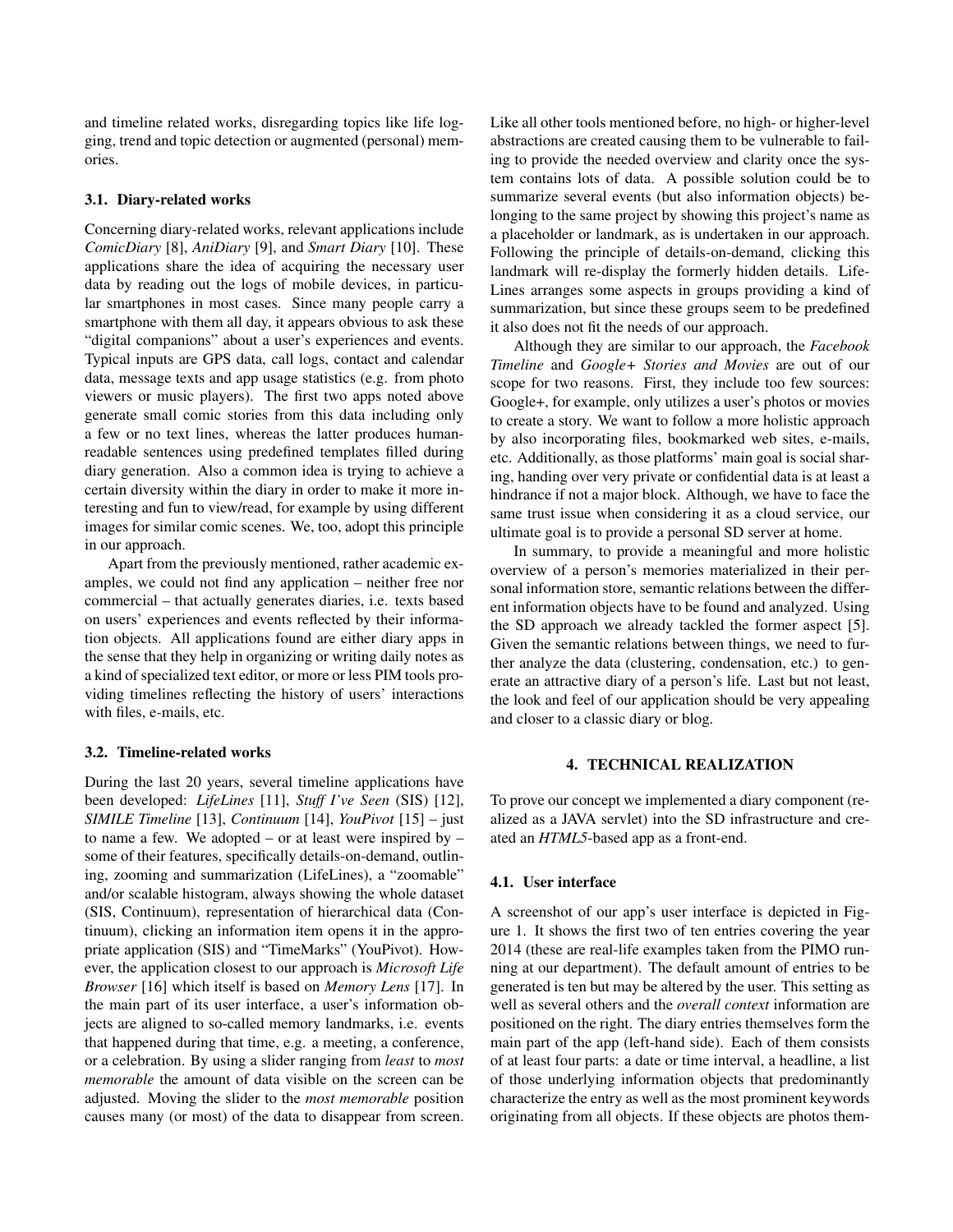and timeline related works, disregarding topics like life logging, trend and topic detection or augmented (personal) memories.

### 3.1. Diary-related works

Concerning diary-related works, relevant applications include *ComicDiary* [8], *AniDiary* [9], and *Smart Diary* [10]. These applications share the idea of acquiring the necessary user data by reading out the logs of mobile devices, in particular smartphones in most cases. Since many people carry a smartphone with them all day, it appears obvious to ask these "digital companions" about a user's experiences and events. Typical inputs are GPS data, call logs, contact and calendar data, message texts and app usage statistics (e.g. from photo viewers or music players). The first two apps noted above generate small comic stories from this data including only a few or no text lines, whereas the latter produces human-readable sentences using predefined templates filled during diary generation. Also a common idea is trying to achieve a certain diversity within the diary in order to make it more interesting and fun to view/read, for example by using different images for similar comic scenes. We, too, adopt this principle in our approach.

Apart from the previously mentioned, rather academic examples, we could not find any application – neither free nor commercial – that actually generates diaries, i.e. texts based on users' experiences and events reflected by their information objects. All applications found are either diary apps in the sense that they help in organizing or writing daily notes as a kind of specialized text editor, or more or less PIM tools providing timelines reflecting the history of users' interactions with files, e-mails, etc.

### 3.2. Timeline-related works

During the last 20 years, several timeline applications have been developed: *LifeLines* [11], *Stuff I've Seen* (SIS) [12], *SIMILE Timeline* [13], *Continuum* [14], *YouPivot* [15] – just to name a few. We adopted – or at least were inspired by – some of their features, specifically details-on-demand, outlining, zooming and summarization (LifeLines), a "zoomable" and/or scalable histogram, always showing the whole dataset (SIS, Continuum), representation of hierarchical data (Continuum), clicking an information item opens it in the appropriate application (SIS) and "TimeMarks" (YouPivot). However, the application closest to our approach is *Microsoft Life Browser* [16] which itself is based on *Memory Lens* [17]. In the main part of its user interface, a user's information objects are aligned to so-called memory landmarks, i.e. events that happened during that time, e.g. a meeting, a conference, or a celebration. By using a slider ranging from *least* to *most memorable* the amount of data visible on the screen can be adjusted. Moving the slider to the *most memorable* position causes many (or most) of the data to disappear from screen. Like all other tools mentioned before, no high- or higher-level abstractions are created causing them to be vulnerable to failing to provide the needed overview and clarity once the system contains lots of data. A possible solution could be to summarize several events (but also information objects) belonging to the same project by showing this project's name as a placeholder or landmark, as is undertaken in our approach. Following the principle of details-on-demand, clicking this landmark will re-display the formerly hidden details. LifeLines arranges some aspects in groups providing a kind of summarization, but since these groups seem to be predefined it also does not fit the needs of our approach.

Although they are similar to our approach, the *Facebook Timeline* and *Google+ Stories and Movies* are out of our scope for two reasons. First, they include too few sources: Google+, for example, only utilizes a user's photos or movies to create a story. We want to follow a more holistic approach by also incorporating files, bookmarked web sites, e-mails, etc. Additionally, as those platforms' main goal is social sharing, handing over very private or confidential data is at least a hindrance if not a major block. Although, we have to face the same trust issue when considering it as a cloud service, our ultimate goal is to provide a personal SD server at home.

In summary, to provide a meaningful and more holistic overview of a person's memories materialized in their personal information store, semantic relations between the different information objects have to be found and analyzed. Using the SD approach we already tackled the former aspect [5]. Given the semantic relations between things, we need to further analyze the data (clustering, condensation, etc.) to generate an attractive diary of a person's life. Last but not least, the look and feel of our application should be very appealing and closer to a classic diary or blog.

## 4. TECHNICAL REALIZATION

To prove our concept we implemented a diary component (realized as a JAVA servlet) into the SD infrastructure and created an *HTML5*-based app as a front-end.

### 4.1. User interface

A screenshot of our app's user interface is depicted in Figure 1. It shows the first two of ten entries covering the year 2014 (these are real-life examples taken from the PIMO running at our department). The default amount of entries to be generated is ten but may be altered by the user. This setting as well as several others and the *overall context* information are positioned on the right. The diary entries themselves form the main part of the app (left-hand side). Each of them consists of at least four parts: a date or time interval, a headline, a list of those underlying information objects that predominantly characterize the entry as well as the most prominent keywords originating from all objects. If these objects are photos them-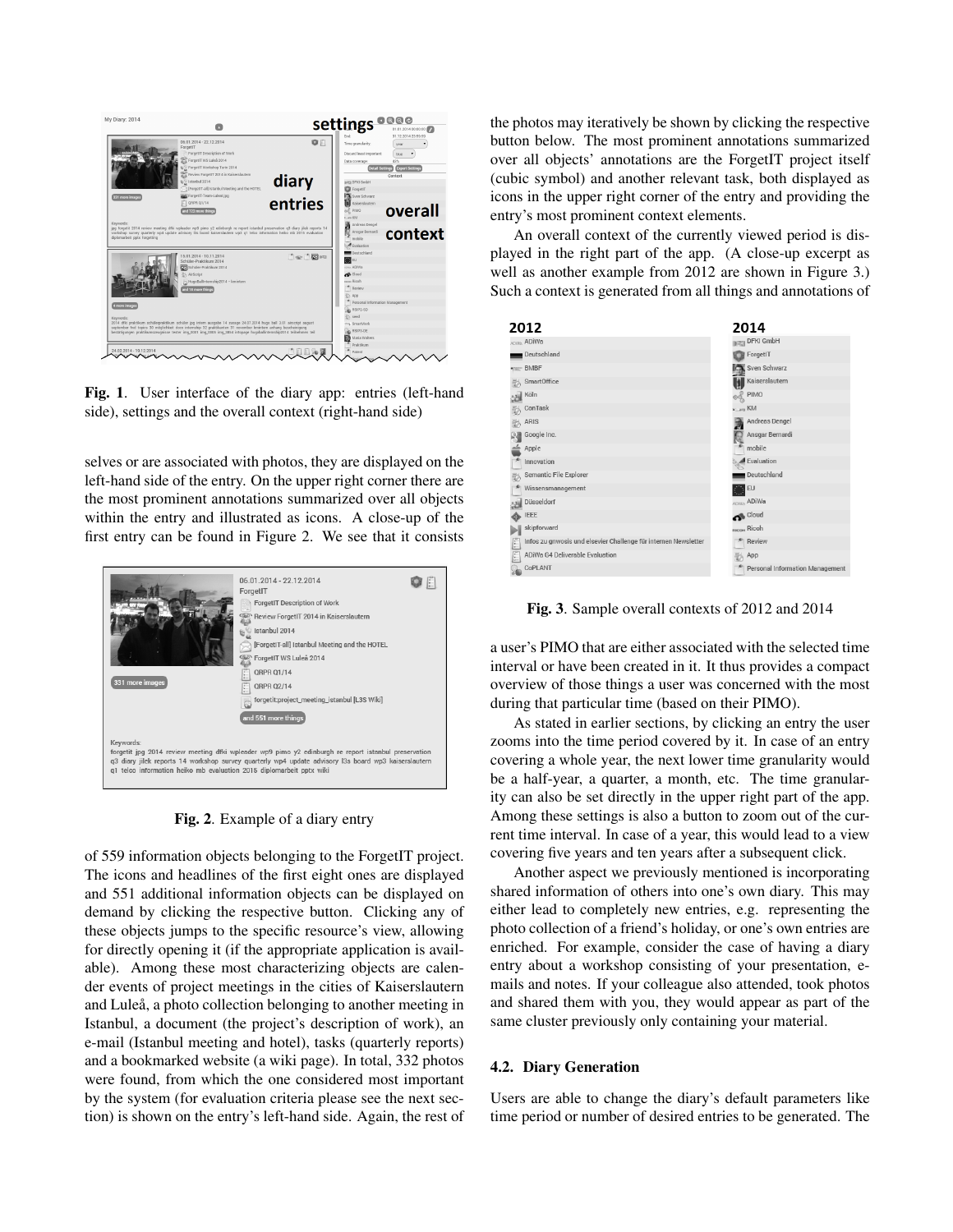Fig. 1. User interface of the diary app: entries (left-hand side), settings and the overall context (right-hand side)

selves or are associated with photos, they are displayed on the left-hand side of the entry. On the upper right corner there are the most prominent annotations summarized over all objects within the entry and illustrated as icons. A close-up of the first entry can be found in Figure 2. We see that it consists

**Fig. 2**. Example of a diary entry

of 559 information objects belonging to the ForgetIT project. The icons and headlines of the first eight ones are displayed and 551 additional information objects can be displayed on demand by clicking the respective button. Clicking any of these objects jumps to the specific resource's view, allowing for directly opening it (if the appropriate application is available). Among these most characterizing objects are calender events of project meetings in the cities of Kaiserslautern and Luleå, a photo collection belonging to another meeting in Istanbul, a document (the project's description of work), an e-mail (Istanbul meeting and hotel), tasks (quarterly reports) and a bookmarked website (a wiki page). In total, 332 photos were found, from which the one considered most important by the system (for evaluation criteria please see the next section) is shown on the entry's left-hand side. Again, the rest of the photos may iteratively be shown by clicking the respective button below. The most prominent annotations summarized over all objects' annotations are the ForgetIT project itself (cubic symbol) and another relevant task, both displayed as icons in the upper right corner of the entry and providing the entry's most prominent context elements.

An overall context of the currently viewed period is displayed in the right part of the app. (A close-up excerpt as well as another example from 2012 are shown in Figure 3.) Such a context is generated from all things and annotations of a user's PIMO that are either associated with the selected time interval or have been created in it. It thus provides a compact overview of those things a user was concerned with the most during that particular time (based on their PIMO).

**Fig. 3**. Sample overall contexts of 2012 and 2014

As stated in earlier sections, by clicking an entry the user zooms into the time period covered by it. In case of an entry covering a whole year, the next lower time granularity would be a half-year, a quarter, a month, etc. The time granularity can also be set directly in the upper right part of the app. Among these settings is also a button to zoom out of the current time interval. In case of a year, this would lead to a view covering five years and ten years after a subsequent click.

Another aspect we previously mentioned is incorporating shared information of others into one's own diary. This may either lead to completely new entries, e.g. representing the photo collection of a friend's holiday, or one's own entries are enriched. For example, consider the case of having a diary entry about a workshop consisting of your presentation, e-mails and notes. If your colleague also attended, took photos and shared them with you, they would appear as part of the same cluster previously only containing your material.

### 4.2. Diary Generation

Users are able to change the diary's default parameters like time period or number of desired entries to be generated. The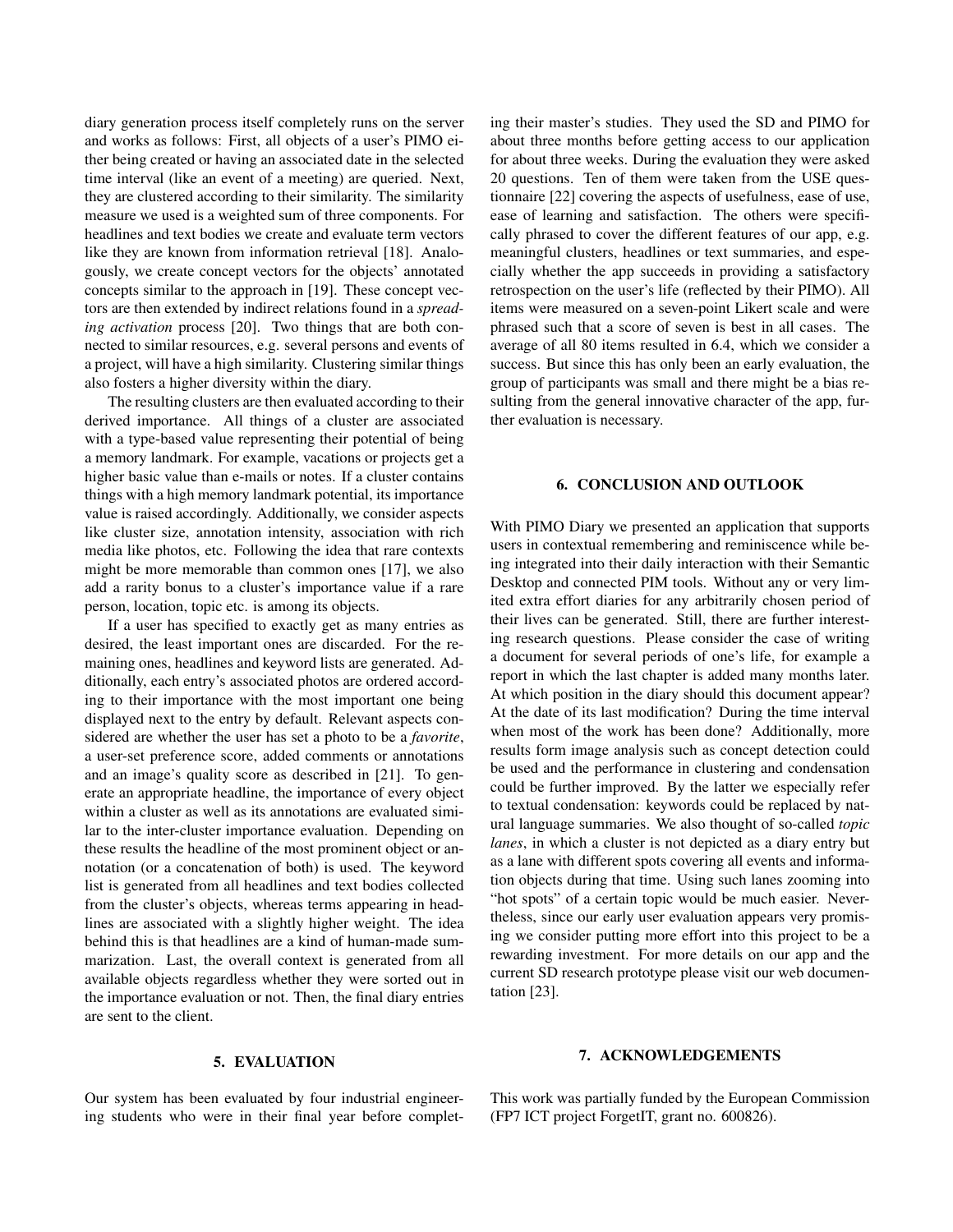diary generation process itself completely runs on the server and works as follows: First, all objects of a user's PIMO either being created or having an associated date in the selected time interval (like an event of a meeting) are queried. Next, they are clustered according to their similarity. The similarity measure we used is a weighted sum of three components. For headlines and text bodies we create and evaluate term vectors like they are known from information retrieval [18]. Analogously, we create concept vectors for the objects' annotated concepts similar to the approach in [19]. These concept vectors are then extended by indirect relations found in a *spreading activation* process [20]. Two things that are both connected to similar resources, e.g. several persons and events of a project, will have a high similarity. Clustering similar things also fosters a higher diversity within the diary.

The resulting clusters are then evaluated according to their derived importance. All things of a cluster are associated with a type-based value representing their potential of being a memory landmark. For example, vacations or projects get a higher basic value than e-mails or notes. If a cluster contains things with a high memory landmark potential, its importance value is raised accordingly. Additionally, we consider aspects like cluster size, annotation intensity, association with rich media like photos, etc. Following the idea that rare contexts might be more memorable than common ones [17], we also add a rarity bonus to a cluster's importance value if a rare person, location, topic etc. is among its objects.

If a user has specified to exactly get as many entries as desired, the least important ones are discarded. For the remaining ones, headlines and keyword lists are generated. Additionally, each entry's associated photos are ordered according to their importance with the most important one being displayed next to the entry by default. Relevant aspects considered are whether the user has set a photo to be a *favorite*, a user-set preference score, added comments or annotations and an image's quality score as described in [21]. To generate an appropriate headline, the importance of every object within a cluster as well as its annotations are evaluated similar to the inter-cluster importance evaluation. Depending on these results the headline of the most prominent object or annotation (or a concatenation of both) is used. The keyword list is generated from all headlines and text bodies collected from the cluster's objects, whereas terms appearing in headlines are associated with a slightly higher weight. The idea behind this is that headlines are a kind of human-made summarization. Last, the overall context is generated from all available objects regardless whether they were sorted out in the importance evaluation or not. Then, the final diary entries are sent to the client.

## 5. EVALUATION

Our system has been evaluated by four industrial engineering students who were in their final year before completing their master's studies. They used the SD and PIMO for about three months before getting access to our application for about three weeks. During the evaluation they were asked 20 questions. Ten of them were taken from the USE questionnaire [22] covering the aspects of usefulness, ease of use, ease of learning and satisfaction. The others were specifically phrased to cover the different features of our app, e.g. meaningful clusters, headlines or text summaries, and especially whether the app succeeds in providing a satisfactory retrospection on the user's life (reflected by their PIMO). All items were measured on a seven-point Likert scale and were phrased such that a score of seven is best in all cases. The average of all 80 items resulted in 6.4, which we consider a success. But since this has only been an early evaluation, the group of participants was small and there might be a bias resulting from the general innovative character of the app, further evaluation is necessary.

## 6. CONCLUSION AND OUTLOOK

With PIMO Diary we presented an application that supports users in contextual remembering and reminiscence while being integrated into their daily interaction with their Semantic Desktop and connected PIM tools. Without any or very limited extra effort diaries for any arbitrarily chosen period of their lives can be generated. Still, there are further interesting research questions. Please consider the case of writing a document for several periods of one's life, for example a report in which the last chapter is added many months later. At which position in the diary should this document appear? At the date of its last modification? During the time interval when most of the work has been done? Additionally, more results form image analysis such as concept detection could be used and the performance in clustering and condensation could be further improved. By the latter we especially refer to textual condensation: keywords could be replaced by natural language summaries. We also thought of so-called *topic lanes*, in which a cluster is not depicted as a diary entry but as a lane with different spots covering all events and information objects during that time. Using such lanes zooming into "hot spots" of a certain topic would be much easier. Nevertheless, since our early user evaluation appears very promising we consider putting more effort into this project to be a rewarding investment. For more details on our app and the current SD research prototype please visit our web documentation [23].

## 7. ACKNOWLEDGEMENTS

This work was partially funded by the European Commission (FP7 ICT project ForgetIT, grant no. 600826).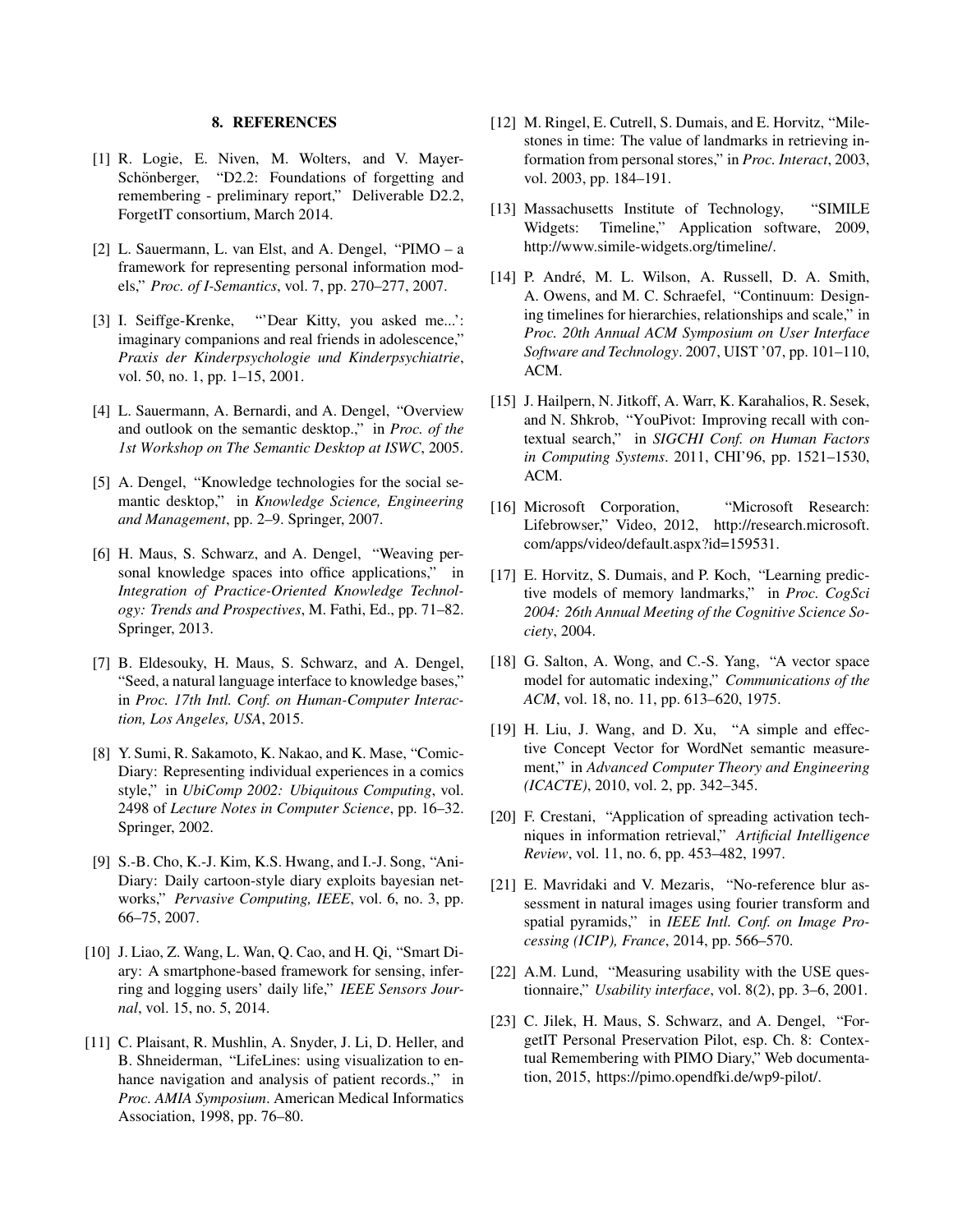## 8. REFERENCES

[1] R. Logie, E. Niven, M. Wolters, and V. Mayer-Schönberger, "D2.2: Foundations of forgetting and remembering - preliminary report," Deliverable D2.2, ForgetIT consortium, March 2014.

[2] L. Sauermann, L. van Elst, and A. Dengel, "PIMO – a framework for representing personal information models," *Proc. of I-Semantics*, vol. 7, pp. 270–277, 2007.

[3] I. Seiffge-Krenke, "'Dear Kitty, you asked me...': imaginary companions and real friends in adolescence," *Praxis der Kinderpsychologie und Kinderpsychiatrie*, vol. 50, no. 1, pp. 1–15, 2001.

[4] L. Sauermann, A. Bernardi, and A. Dengel, "Overview and outlook on the semantic desktop.," in *Proc. of the 1st Workshop on The Semantic Desktop at ISWC*, 2005.

[5] A. Dengel, "Knowledge technologies for the social semantic desktop," in *Knowledge Science, Engineering and Management*, pp. 2–9. Springer, 2007.

[6] H. Maus, S. Schwarz, and A. Dengel, "Weaving personal knowledge spaces into office applications," in *Integration of Practice-Oriented Knowledge Technology: Trends and Prospectives*, M. Fathi, Ed., pp. 71–82. Springer, 2013.

[7] B. Eldesouky, H. Maus, S. Schwarz, and A. Dengel, "Seed, a natural language interface to knowledge bases," in *Proc. 17th Intl. Conf. on Human-Computer Interaction, Los Angeles, USA*, 2015.

[8] Y. Sumi, R. Sakamoto, K. Nakao, and K. Mase, "ComicDiary: Representing individual experiences in a comics style," in *UbiComp 2002: Ubiquitous Computing*, vol. 2498 of *Lecture Notes in Computer Science*, pp. 16–32. Springer, 2002.

[9] S.-B. Cho, K.-J. Kim, K.S. Hwang, and I.-J. Song, "AniDiary: Daily cartoon-style diary exploits bayesian networks," *Pervasive Computing, IEEE*, vol. 6, no. 3, pp. 66–75, 2007.

[10] J. Liao, Z. Wang, L. Wan, Q. Cao, and H. Qi, "Smart Diary: A smartphone-based framework for sensing, inferring and logging users' daily life," *IEEE Sensors Journal*, vol. 15, no. 5, 2014.

[11] C. Plaisant, R. Mushlin, A. Snyder, J. Li, D. Heller, and B. Shneiderman, "LifeLines: using visualization to enhance navigation and analysis of patient records.," in *Proc. AMIA Symposium*. American Medical Informatics Association, 1998, pp. 76–80.

[12] M. Ringel, E. Cutrell, S. Dumais, and E. Horvitz, "Milestones in time: The value of landmarks in retrieving information from personal stores," in *Proc. Interact*, 2003, vol. 2003, pp. 184–191.

[13] Massachusetts Institute of Technology, "SIMILE Widgets: Timeline," Application software, 2009, http://www.simile-widgets.org/timeline/.

[14] P. André, M. L. Wilson, A. Russell, D. A. Smith, A. Owens, and M. C. Schraefel, "Continuum: Designing timelines for hierarchies, relationships and scale," in *Proc. 20th Annual ACM Symposium on User Interface Software and Technology*. 2007, UIST '07, pp. 101–110, ACM.

[15] J. Hailpern, N. Jitkoff, A. Warr, K. Karahalios, R. Sesek, and N. Shkrob, "YouPivot: Improving recall with contextual search," in *SIGCHI Conf. on Human Factors in Computing Systems*. 2011, CHI'96, pp. 1521–1530, ACM.

[16] Microsoft Corporation, "Microsoft Research: Lifebrowser," Video, 2012, http://research.microsoft.com/apps/video/default.aspx?id=159531.

[17] E. Horvitz, S. Dumais, and P. Koch, "Learning predictive models of memory landmarks," in *Proc. CogSci 2004: 26th Annual Meeting of the Cognitive Science Society*, 2004.

[18] G. Salton, A. Wong, and C.-S. Yang, "A vector space model for automatic indexing," *Communications of the ACM*, vol. 18, no. 11, pp. 613–620, 1975.

[19] H. Liu, J. Wang, and D. Xu, "A simple and effective Concept Vector for WordNet semantic measurement," in *Advanced Computer Theory and Engineering (ICACTE)*, 2010, vol. 2, pp. 342–345.

[20] F. Crestani, "Application of spreading activation techniques in information retrieval," *Artificial Intelligence Review*, vol. 11, no. 6, pp. 453–482, 1997.

[21] E. Mavridaki and V. Mezaris, "No-reference blur assessment in natural images using fourier transform and spatial pyramids," in *IEEE Intl. Conf. on Image Processing (ICIP), France*, 2014, pp. 566–570.

[22] A.M. Lund, "Measuring usability with the USE questionnaire," *Usability interface*, vol. 8(2), pp. 3–6, 2001.

[23] C. Jilek, H. Maus, S. Schwarz, and A. Dengel, "ForgetIT Personal Preservation Pilot, esp. Ch. 8: Contextual Remembering with PIMO Diary," Web documentation, 2015, https://pimo.opendfki.de/wp9-pilot/.